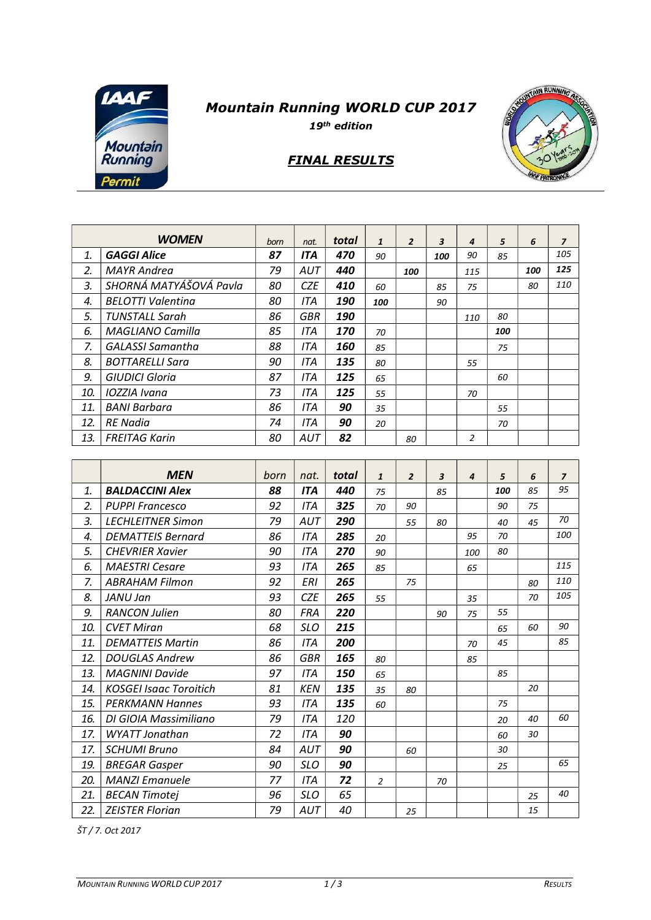# *Mountain Running WORLD CUP 2017*

***19th edition***

## ***FINAL RESULTS***

| | ***WOMEN*** | *born* | *nat.* | ***total*** | ***1*** | ***2*** | ***3*** | ***4*** | ***5*** | ***6*** | ***7*** |
|---|---|---|---|---|---|---|---|---|---|---|---|
| *1.* | ***GAGGI Alice*** | ***87*** | ***ITA*** | ***470*** | *90* | | ***100*** | *90* | *85* | | *105* |
| *2.* | *MAYR Andrea* | *79* | *AUT* | ***440*** | | ***100*** | | *115* | | ***100*** | ***125*** |
| *3.* | *SHORNÁ MATYÁŠOVÁ Pavla* | *80* | *CZE* | ***410*** | *60* | | *85* | *75* | | *80* | *110* |
| *4.* | *BELOTTI Valentina* | *80* | *ITA* | ***190*** | ***100*** | | *90* | | | | |
| *5.* | *TUNSTALL Sarah* | *86* | *GBR* | ***190*** | | | | *110* | *80* | | |
| *6.* | *MAGLIANO Camilla* | *85* | *ITA* | ***170*** | *70* | | | | ***100*** | | |
| *7.* | *GALASSI Samantha* | *88* | *ITA* | ***160*** | *85* | | | | *75* | | |
| *8.* | *BOTTARELLI Sara* | *90* | *ITA* | ***135*** | *80* | | | *55* | | | |
| *9.* | *GIUDICI Gloria* | *87* | *ITA* | ***125*** | *65* | | | | *60* | | |
| *10.* | *IOZZIA Ivana* | *73* | *ITA* | ***125*** | *55* | | | *70* | | | |
| *11.* | *BANI Barbara* | *86* | *ITA* | ***90*** | *35* | | | | *55* | | |
| *12.* | *RE Nadia* | *74* | *ITA* | ***90*** | *20* | | | | *70* | | |
| *13.* | *FREITAG Karin* | *80* | *AUT* | ***82*** | | *80* | | *2* | | | |

| | ***MEN*** | *born* | *nat.* | ***total*** | ***1*** | ***2*** | ***3*** | ***4*** | ***5*** | ***6*** | ***7*** |
|---|---|---|---|---|---|---|---|---|---|---|---|
| *1.* | ***BALDACCINI Alex*** | ***88*** | ***ITA*** | ***440*** | *75* | | *85* | | ***100*** | *85* | *95* |
| *2.* | *PUPPI Francesco* | *92* | *ITA* | ***325*** | *70* | *90* | | | *90* | *75* | |
| *3.* | *LECHLEITNER Simon* | *79* | *AUT* | ***290*** | | *55* | *80* | | *40* | *45* | *70* |
| *4.* | *DEMATTEIS Bernard* | *86* | *ITA* | ***285*** | *20* | | | *95* | *70* | | *100* |
| *5.* | *CHEVRIER Xavier* | *90* | *ITA* | ***270*** | *90* | | | *100* | *80* | | |
| *6.* | *MAESTRI Cesare* | *93* | *ITA* | ***265*** | *85* | | | *65* | | | *115* |
| *7.* | *ABRAHAM Filmon* | *92* | *ERI* | ***265*** | | *75* | | | | *80* | *110* |
| *8.* | *JANU Jan* | *93* | *CZE* | ***265*** | *55* | | | *35* | | *70* | *105* |
| *9.* | *RANCON Julien* | *80* | *FRA* | ***220*** | | | *90* | *75* | *55* | | |
| *10.* | *CVET Miran* | *68* | *SLO* | ***215*** | | | | | *65* | *60* | *90* |
| *11.* | *DEMATTEIS Martin* | *86* | *ITA* | ***200*** | | | | *70* | *45* | | *85* |
| *12.* | *DOUGLAS Andrew* | *86* | *GBR* | ***165*** | *80* | | | *85* | | | |
| *13.* | *MAGNINI Davide* | *97* | *ITA* | ***150*** | *65* | | | | *85* | | |
| *14.* | *KOSGEI Isaac Toroitich* | *81* | *KEN* | ***135*** | *35* | *80* | | | | *20* | |
| *15.* | *PERKMANN Hannes* | *93* | *ITA* | ***135*** | *60* | | | | *75* | | |
| *16.* | *DI GIOIA Massimiliano* | *79* | *ITA* | *120* | | | | | *20* | *40* | *60* |
| *17.* | *WYATT Jonathan* | *72* | *ITA* | ***90*** | | | | | *60* | *30* | |
| *17.* | *SCHUMI Bruno* | *84* | *AUT* | ***90*** | | *60* | | | *30* | | |
| *19.* | *BREGAR Gasper* | *90* | *SLO* | ***90*** | | | | | *25* | | *65* |
| *20.* | *MANZI Emanuele* | *77* | *ITA* | ***72*** | *2* | | *70* | | | | |
| *21.* | *BECAN Timotej* | *96* | *SLO* | *65* | | | | | | *25* | *40* |
| *22.* | *ZEISTER Florian* | *79* | *AUT* | *40* | | *25* | | | | *15* | |

*ŠT / 7. Oct 2017*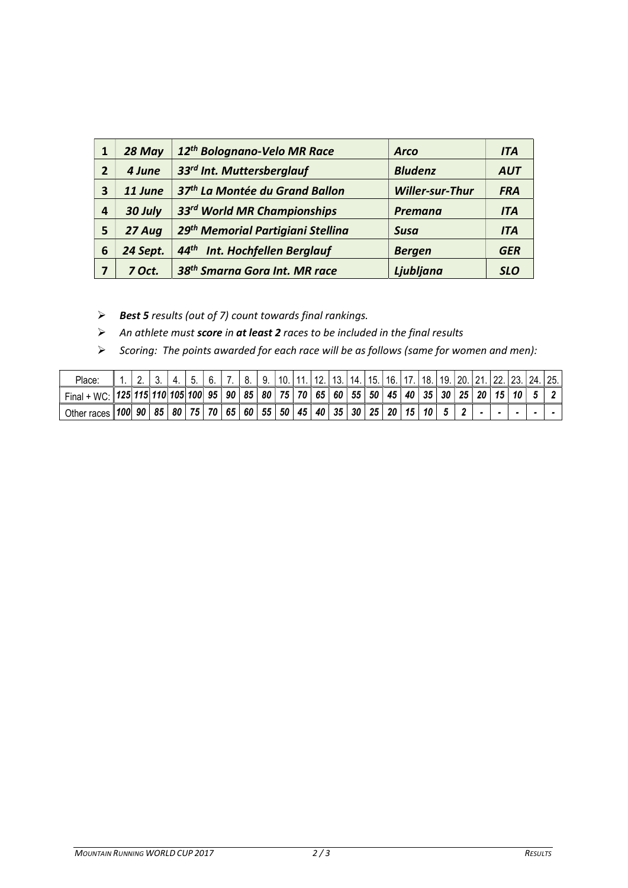| | | | | |
|---|---|---|---|---|
| **1** | ***28 May*** | ***12th Bolognano-Velo MR Race*** | ***Arco*** | ***ITA*** |
| **2** | ***4 June*** | ***33rd Int. Muttersberglauf*** | ***Bludenz*** | ***AUT*** |
| **3** | ***11 June*** | ***37th La Montée du Grand Ballon*** | ***Willer-sur-Thur*** | ***FRA*** |
| **4** | ***30 July*** | ***33rd World MR Championships*** | ***Premana*** | ***ITA*** |
| **5** | ***27 Aug*** | ***29th Memorial Partigiani Stellina*** | ***Susa*** | ***ITA*** |
| **6** | ***24 Sept.*** | ***44th Int. Hochfellen Berglauf*** | ***Bergen*** | ***GER*** |
| **7** | ***7 Oct.*** | ***38th Smarna Gora Int. MR race*** | ***Ljubljana*** | ***SLO*** |

- ***Best 5** results (out of 7) count towards final rankings.*
- *An athlete must **score** in **at least 2** races to be included in the final results*
- *Scoring: The points awarded for each race will be as follows (same for women and men):*

| Place: | 1. | 2. | 3. | 4. | 5. | 6. | 7. | 8. | 9. | 10. | 11. | 12. | 13. | 14. | 15. | 16. | 17. | 18. | 19. | 20. | 21. | 22. | 23. | 24. | 25. |
|---|---|---|---|---|---|---|---|---|---|---|---|---|---|---|---|---|---|---|---|---|---|---|---|---|---|
| Final + WC: | ***125*** | ***115*** | ***110*** | ***105*** | ***100*** | ***95*** | ***90*** | ***85*** | ***80*** | ***75*** | ***70*** | ***65*** | ***60*** | ***55*** | ***50*** | ***45*** | ***40*** | ***35*** | ***30*** | ***25*** | ***20*** | ***15*** | ***10*** | ***5*** | ***2*** |
| Other races | ***100*** | ***90*** | ***85*** | ***80*** | ***75*** | ***70*** | ***65*** | ***60*** | ***55*** | ***50*** | ***45*** | ***40*** | ***35*** | ***30*** | ***25*** | ***20*** | ***15*** | ***10*** | ***5*** | ***2*** | ***-*** | ***-*** | ***-*** | ***-*** | ***-*** |